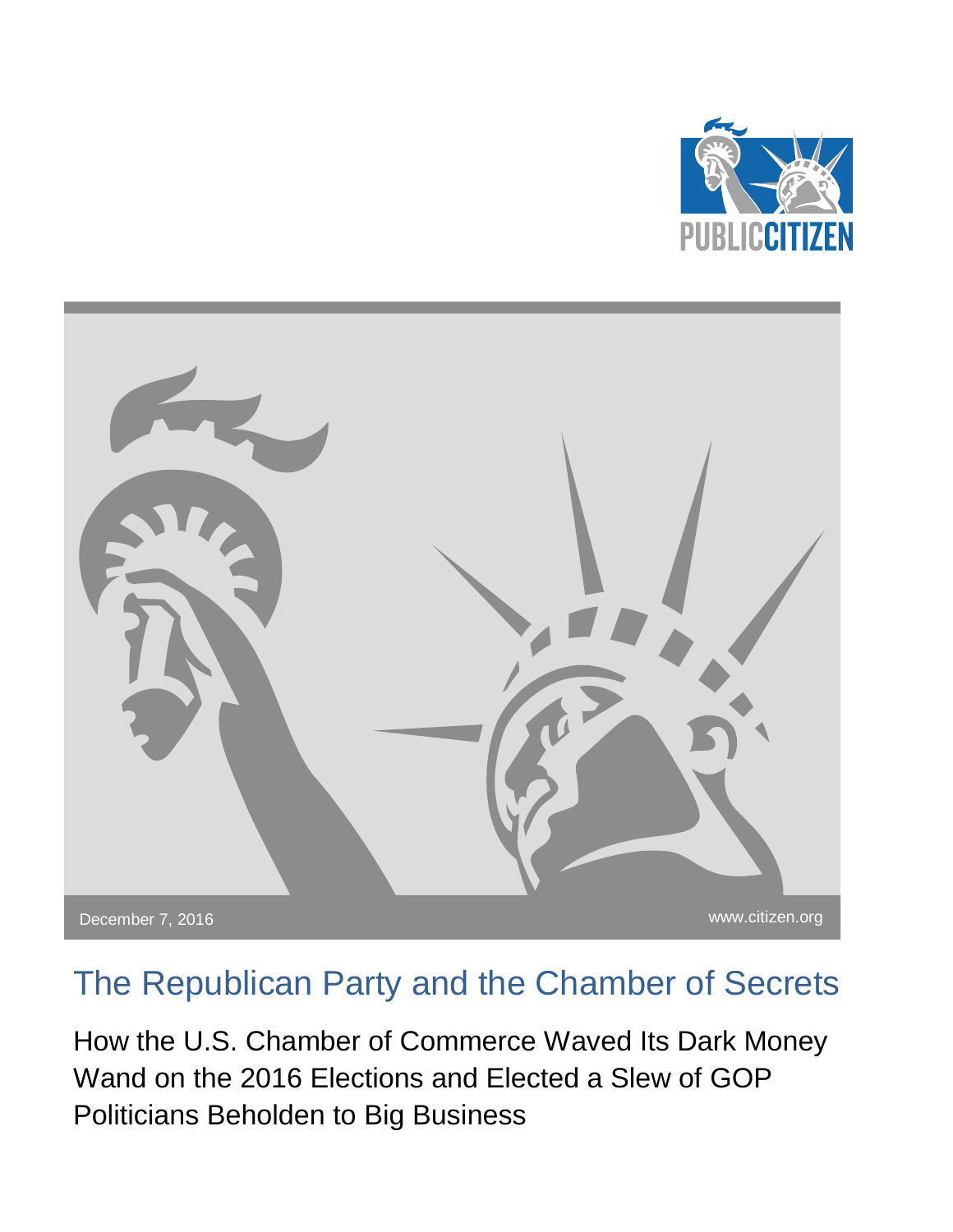PUBLIC CITIZEN

December 7, 2016

www.citizen.org

# The Republican Party and the Chamber of Secrets

## How the U.S. Chamber of Commerce Waved Its Dark Money Wand on the 2016 Elections and Elected a Slew of GOP Politicians Beholden to Big Business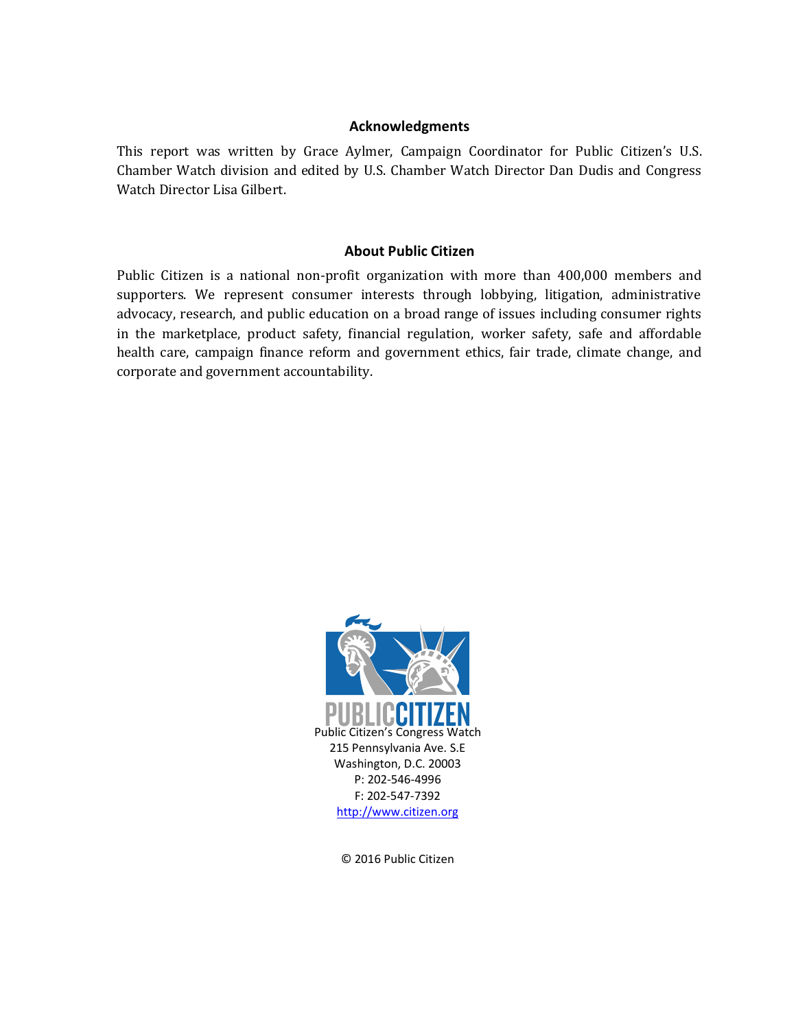## Acknowledgments

This report was written by Grace Aylmer, Campaign Coordinator for Public Citizen's U.S. Chamber Watch division and edited by U.S. Chamber Watch Director Dan Dudis and Congress Watch Director Lisa Gilbert.

## About Public Citizen

Public Citizen is a national non-profit organization with more than 400,000 members and supporters. We represent consumer interests through lobbying, litigation, administrative advocacy, research, and public education on a broad range of issues including consumer rights in the marketplace, product safety, financial regulation, worker safety, safe and affordable health care, campaign finance reform and government ethics, fair trade, climate change, and corporate and government accountability.

PUBLIC CITIZEN

Public Citizen's Congress Watch
215 Pennsylvania Ave. S.E
Washington, D.C. 20003
P: 202-546-4996
F: 202-547-7392
http://www.citizen.org

© 2016 Public Citizen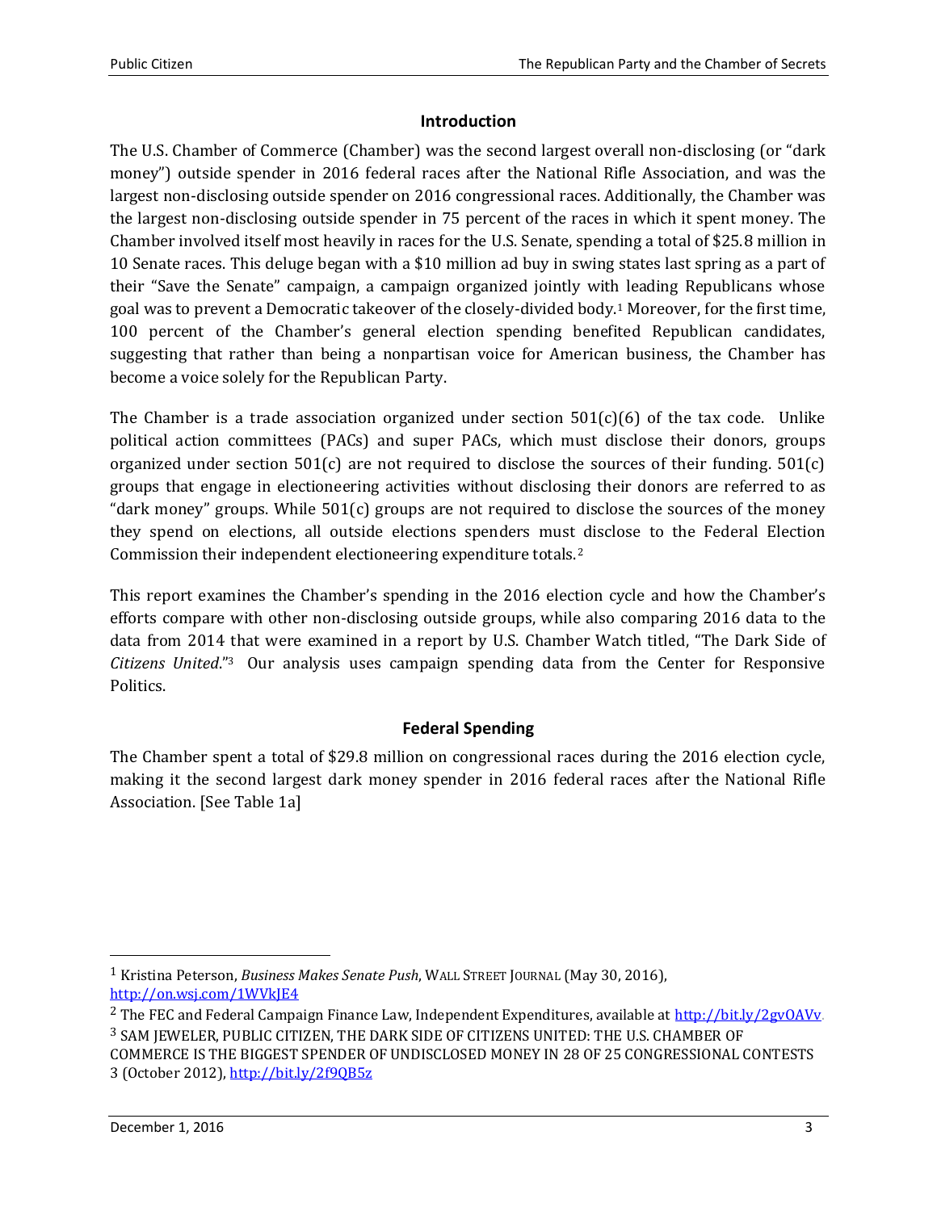## Introduction

The U.S. Chamber of Commerce (Chamber) was the second largest overall non-disclosing (or "dark money") outside spender in 2016 federal races after the National Rifle Association, and was the largest non-disclosing outside spender on 2016 congressional races. Additionally, the Chamber was the largest non-disclosing outside spender in 75 percent of the races in which it spent money. The Chamber involved itself most heavily in races for the U.S. Senate, spending a total of $25.8 million in 10 Senate races. This deluge began with a $10 million ad buy in swing states last spring as a part of their "Save the Senate" campaign, a campaign organized jointly with leading Republicans whose goal was to prevent a Democratic takeover of the closely-divided body.[1] Moreover, for the first time, 100 percent of the Chamber's general election spending benefited Republican candidates, suggesting that rather than being a nonpartisan voice for American business, the Chamber has become a voice solely for the Republican Party.

The Chamber is a trade association organized under section 501(c)(6) of the tax code. Unlike political action committees (PACs) and super PACs, which must disclose their donors, groups organized under section 501(c) are not required to disclose the sources of their funding. 501(c) groups that engage in electioneering activities without disclosing their donors are referred to as "dark money" groups. While 501(c) groups are not required to disclose the sources of the money they spend on elections, all outside elections spenders must disclose to the Federal Election Commission their independent electioneering expenditure totals.[2]

This report examines the Chamber's spending in the 2016 election cycle and how the Chamber's efforts compare with other non-disclosing outside groups, while also comparing 2016 data to the data from 2014 that were examined in a report by U.S. Chamber Watch titled, "The Dark Side of *Citizens United*."[3] Our analysis uses campaign spending data from the Center for Responsive Politics.

## Federal Spending

The Chamber spent a total of $29.8 million on congressional races during the 2016 election cycle, making it the second largest dark money spender in 2016 federal races after the National Rifle Association. [See Table 1a]

---

[1] Kristina Peterson, *Business Makes Senate Push*, WALL STREET JOURNAL (May 30, 2016), http://on.wsj.com/1WVkJE4

[2] The FEC and Federal Campaign Finance Law, Independent Expenditures, available at http://bit.ly/2gvOAVv.

[3] SAM JEWELER, PUBLIC CITIZEN, THE DARK SIDE OF CITIZENS UNITED: THE U.S. CHAMBER OF COMMERCE IS THE BIGGEST SPENDER OF UNDISCLOSED MONEY IN 28 OF 25 CONGRESSIONAL CONTESTS 3 (October 2012), http://bit.ly/2f9QB5z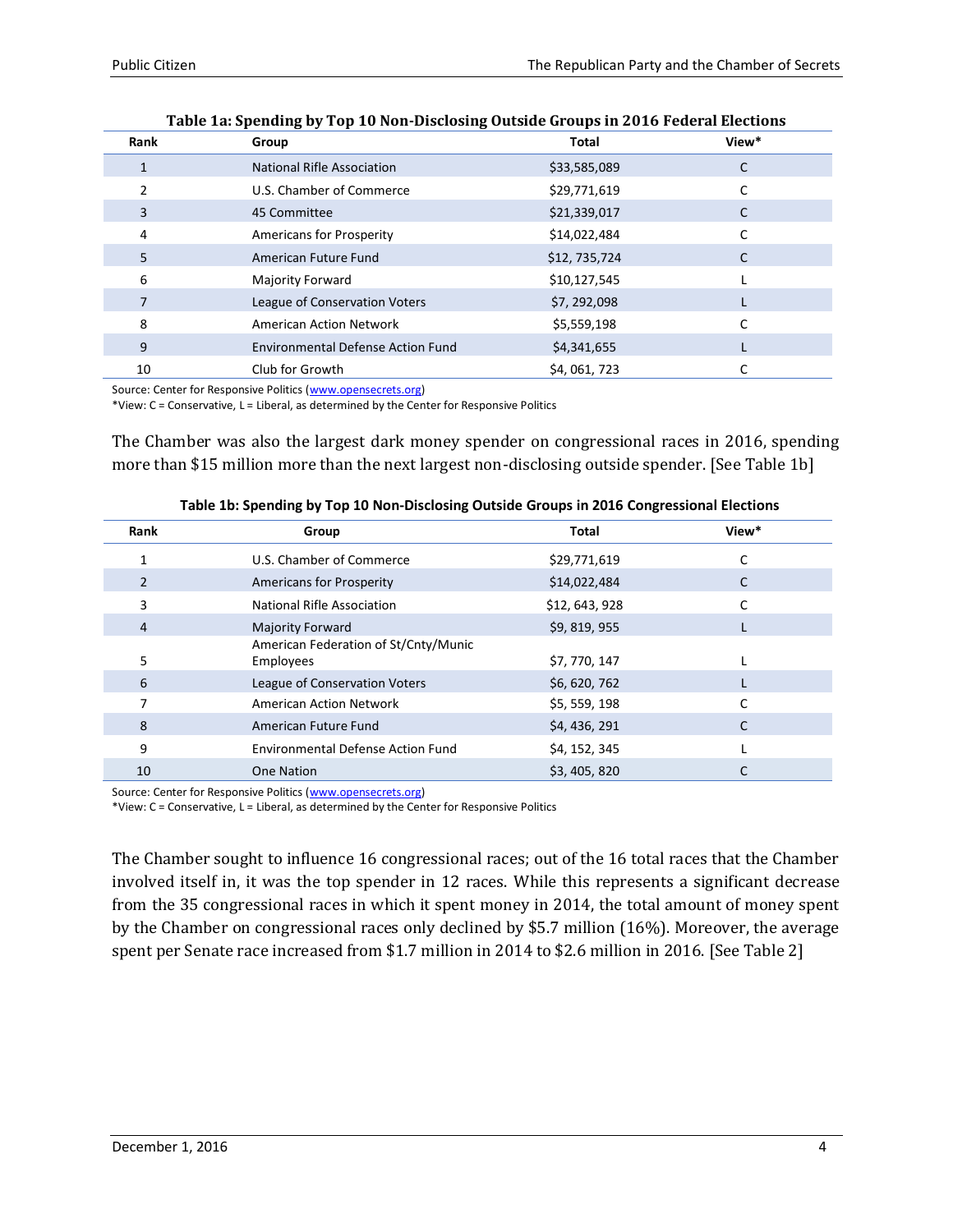**Table 1a: Spending by Top 10 Non-Disclosing Outside Groups in 2016 Federal Elections**

| Rank | Group | Total | View* |
|---|---|---|---|
| 1 | National Rifle Association | $33,585,089 | C |
| 2 | U.S. Chamber of Commerce | $29,771,619 | C |
| 3 | 45 Committee | $21,339,017 | C |
| 4 | Americans for Prosperity | $14,022,484 | C |
| 5 | American Future Fund | $12, 735,724 | C |
| 6 | Majority Forward | $10,127,545 | L |
| 7 | League of Conservation Voters | $7, 292,098 | L |
| 8 | American Action Network | $5,559,198 | C |
| 9 | Environmental Defense Action Fund | $4,341,655 | L |
| 10 | Club for Growth | $4, 061, 723 | C |

Source: Center for Responsive Politics (www.opensecrets.org)
*View: C = Conservative, L = Liberal, as determined by the Center for Responsive Politics

The Chamber was also the largest dark money spender on congressional races in 2016, spending more than $15 million more than the next largest non-disclosing outside spender. [See Table 1b]

**Table 1b: Spending by Top 10 Non-Disclosing Outside Groups in 2016 Congressional Elections**

| Rank | Group | Total | View* |
|---|---|---|---|
| 1 | U.S. Chamber of Commerce | $29,771,619 | C |
| 2 | Americans for Prosperity | $14,022,484 | C |
| 3 | National Rifle Association | $12, 643, 928 | C |
| 4 | Majority Forward | $9, 819, 955 | L |
| 5 | American Federation of St/Cnty/Munic Employees | $7, 770, 147 | L |
| 6 | League of Conservation Voters | $6, 620, 762 | L |
| 7 | American Action Network | $5, 559, 198 | C |
| 8 | American Future Fund | $4, 436, 291 | C |
| 9 | Environmental Defense Action Fund | $4, 152, 345 | L |
| 10 | One Nation | $3, 405, 820 | C |

Source: Center for Responsive Politics (www.opensecrets.org)
*View: C = Conservative, L = Liberal, as determined by the Center for Responsive Politics

The Chamber sought to influence 16 congressional races; out of the 16 total races that the Chamber involved itself in, it was the top spender in 12 races. While this represents a significant decrease from the 35 congressional races in which it spent money in 2014, the total amount of money spent by the Chamber on congressional races only declined by $5.7 million (16%). Moreover, the average spent per Senate race increased from $1.7 million in 2014 to $2.6 million in 2016. [See Table 2]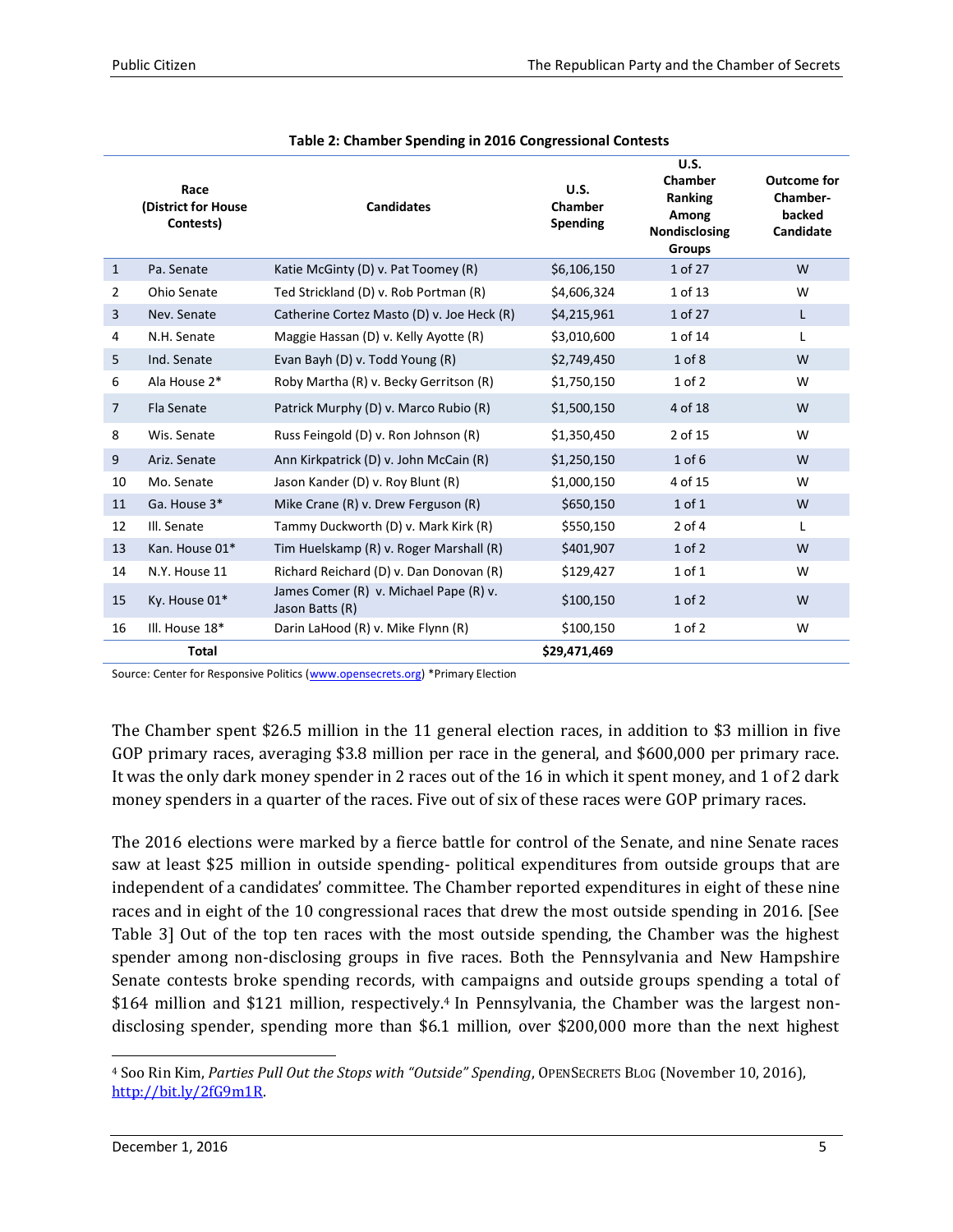**Table 2: Chamber Spending in 2016 Congressional Contests**

| | Race (District for House Contests) | Candidates | U.S. Chamber Spending | U.S. Chamber Ranking Among Nondisclosing Groups | Outcome for Chamber-backed Candidate |
|---|---|---|---|---|---|
| 1 | Pa. Senate | Katie McGinty (D) v. Pat Toomey (R) | $6,106,150 | 1 of 27 | W |
| 2 | Ohio Senate | Ted Strickland (D) v. Rob Portman (R) | $4,606,324 | 1 of 13 | W |
| 3 | Nev. Senate | Catherine Cortez Masto (D) v. Joe Heck (R) | $4,215,961 | 1 of 27 | L |
| 4 | N.H. Senate | Maggie Hassan (D) v. Kelly Ayotte (R) | $3,010,600 | 1 of 14 | L |
| 5 | Ind. Senate | Evan Bayh (D) v. Todd Young (R) | $2,749,450 | 1 of 8 | W |
| 6 | Ala House 2* | Roby Martha (R) v. Becky Gerritson (R) | $1,750,150 | 1 of 2 | W |
| 7 | Fla Senate | Patrick Murphy (D) v. Marco Rubio (R) | $1,500,150 | 4 of 18 | W |
| 8 | Wis. Senate | Russ Feingold (D) v. Ron Johnson (R) | $1,350,450 | 2 of 15 | W |
| 9 | Ariz. Senate | Ann Kirkpatrick (D) v. John McCain (R) | $1,250,150 | 1 of 6 | W |
| 10 | Mo. Senate | Jason Kander (D) v. Roy Blunt (R) | $1,000,150 | 4 of 15 | W |
| 11 | Ga. House 3* | Mike Crane (R) v. Drew Ferguson (R) | $650,150 | 1 of 1 | W |
| 12 | Ill. Senate | Tammy Duckworth (D) v. Mark Kirk (R) | $550,150 | 2 of 4 | L |
| 13 | Kan. House 01* | Tim Huelskamp (R) v. Roger Marshall (R) | $401,907 | 1 of 2 | W |
| 14 | N.Y. House 11 | Richard Reichard (D) v. Dan Donovan (R) | $129,427 | 1 of 1 | W |
| 15 | Ky. House 01* | James Comer (R) v. Michael Pape (R) v. Jason Batts (R) | $100,150 | 1 of 2 | W |
| 16 | Ill. House 18* | Darin LaHood (R) v. Mike Flynn (R) | $100,150 | 1 of 2 | W |
| | **Total** | | **$29,471,469** | | |

Source: Center for Responsive Politics (www.opensecrets.org) *Primary Election

The Chamber spent $26.5 million in the 11 general election races, in addition to $3 million in five GOP primary races, averaging $3.8 million per race in the general, and $600,000 per primary race. It was the only dark money spender in 2 races out of the 16 in which it spent money, and 1 of 2 dark money spenders in a quarter of the races. Five out of six of these races were GOP primary races.

The 2016 elections were marked by a fierce battle for control of the Senate, and nine Senate races saw at least $25 million in outside spending- political expenditures from outside groups that are independent of a candidates' committee. The Chamber reported expenditures in eight of these nine races and in eight of the 10 congressional races that drew the most outside spending in 2016. [See Table 3] Out of the top ten races with the most outside spending, the Chamber was the highest spender among non-disclosing groups in five races. Both the Pennsylvania and New Hampshire Senate contests broke spending records, with campaigns and outside groups spending a total of $164 million and $121 million, respectively.[4] In Pennsylvania, the Chamber was the largest non-disclosing spender, spending more than $6.1 million, over $200,000 more than the next highest

[4] Soo Rin Kim, *Parties Pull Out the Stops with "Outside" Spending*, OpenSecrets Blog (November 10, 2016), http://bit.ly/2fG9m1R.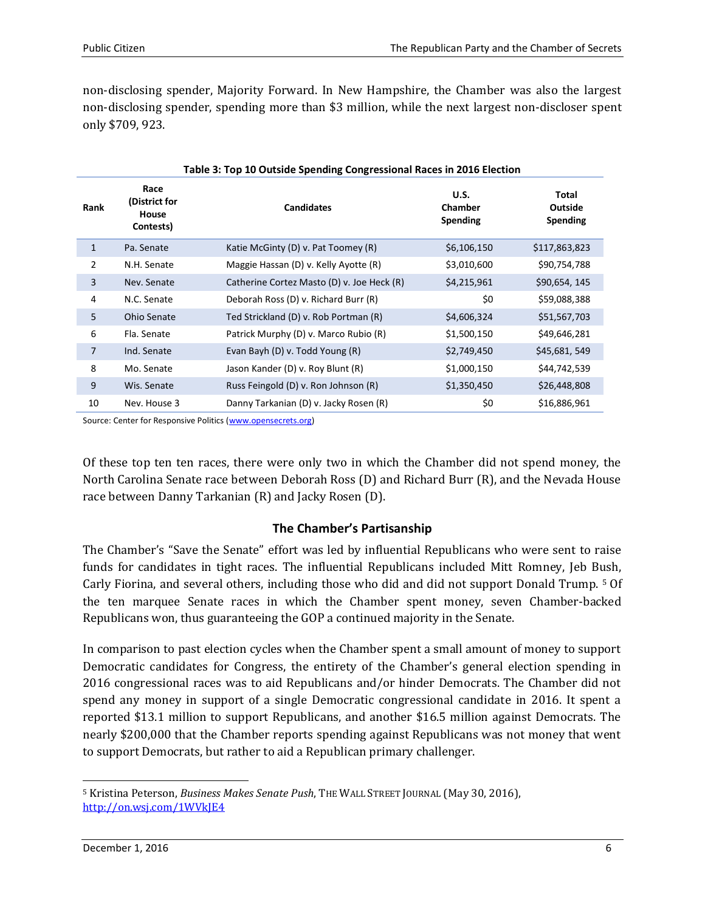non-disclosing spender, Majority Forward. In New Hampshire, the Chamber was also the largest non-disclosing spender, spending more than $3 million, while the next largest non-discloser spent only $709, 923.

**Table 3: Top 10 Outside Spending Congressional Races in 2016 Election**

| Rank | Race (District for House Contests) | Candidates | U.S. Chamber Spending | Total Outside Spending |
|---|---|---|---|---|
| 1 | Pa. Senate | Katie McGinty (D) v. Pat Toomey (R) | $6,106,150 | $117,863,823 |
| 2 | N.H. Senate | Maggie Hassan (D) v. Kelly Ayotte (R) | $3,010,600 | $90,754,788 |
| 3 | Nev. Senate | Catherine Cortez Masto (D) v. Joe Heck (R) | $4,215,961 | $90,654, 145 |
| 4 | N.C. Senate | Deborah Ross (D) v. Richard Burr (R) | $0 | $59,088,388 |
| 5 | Ohio Senate | Ted Strickland (D) v. Rob Portman (R) | $4,606,324 | $51,567,703 |
| 6 | Fla. Senate | Patrick Murphy (D) v. Marco Rubio (R) | $1,500,150 | $49,646,281 |
| 7 | Ind. Senate | Evan Bayh (D) v. Todd Young (R) | $2,749,450 | $45,681, 549 |
| 8 | Mo. Senate | Jason Kander (D) v. Roy Blunt (R) | $1,000,150 | $44,742,539 |
| 9 | Wis. Senate | Russ Feingold (D) v. Ron Johnson (R) | $1,350,450 | $26,448,808 |
| 10 | Nev. House 3 | Danny Tarkanian (D) v. Jacky Rosen (R) | $0 | $16,886,961 |

Source: Center for Responsive Politics (www.opensecrets.org)

Of these top ten ten races, there were only two in which the Chamber did not spend money, the North Carolina Senate race between Deborah Ross (D) and Richard Burr (R), and the Nevada House race between Danny Tarkanian (R) and Jacky Rosen (D).

### The Chamber's Partisanship

The Chamber's "Save the Senate" effort was led by influential Republicans who were sent to raise funds for candidates in tight races. The influential Republicans included Mitt Romney, Jeb Bush, Carly Fiorina, and several others, including those who did and did not support Donald Trump. [5] Of the ten marquee Senate races in which the Chamber spent money, seven Chamber-backed Republicans won, thus guaranteeing the GOP a continued majority in the Senate.

In comparison to past election cycles when the Chamber spent a small amount of money to support Democratic candidates for Congress, the entirety of the Chamber's general election spending in 2016 congressional races was to aid Republicans and/or hinder Democrats. The Chamber did not spend any money in support of a single Democratic congressional candidate in 2016. It spent a reported $13.1 million to support Republicans, and another $16.5 million against Democrats. The nearly $200,000 that the Chamber reports spending against Republicans was not money that went to support Democrats, but rather to aid a Republican primary challenger.

[5] Kristina Peterson, *Business Makes Senate Push*, THE WALL STREET JOURNAL (May 30, 2016), http://on.wsj.com/1WVkJE4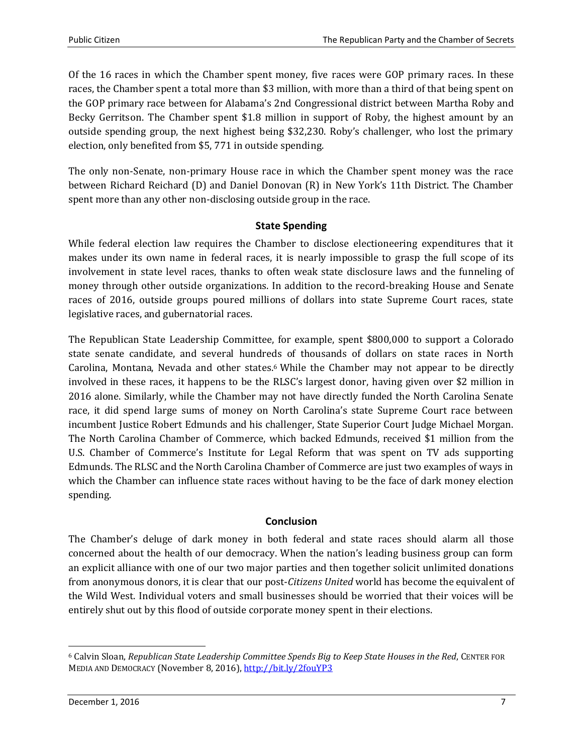Of the 16 races in which the Chamber spent money, five races were GOP primary races. In these races, the Chamber spent a total more than $3 million, with more than a third of that being spent on the GOP primary race between for Alabama's 2nd Congressional district between Martha Roby and Becky Gerritson. The Chamber spent $1.8 million in support of Roby, the highest amount by an outside spending group, the next highest being $32,230. Roby's challenger, who lost the primary election, only benefited from $5, 771 in outside spending.

The only non-Senate, non-primary House race in which the Chamber spent money was the race between Richard Reichard (D) and Daniel Donovan (R) in New York's 11th District. The Chamber spent more than any other non-disclosing outside group in the race.

## State Spending

While federal election law requires the Chamber to disclose electioneering expenditures that it makes under its own name in federal races, it is nearly impossible to grasp the full scope of its involvement in state level races, thanks to often weak state disclosure laws and the funneling of money through other outside organizations. In addition to the record-breaking House and Senate races of 2016, outside groups poured millions of dollars into state Supreme Court races, state legislative races, and gubernatorial races.

The Republican State Leadership Committee, for example, spent $800,000 to support a Colorado state senate candidate, and several hundreds of thousands of dollars on state races in North Carolina, Montana, Nevada and other states.[6] While the Chamber may not appear to be directly involved in these races, it happens to be the RLSC's largest donor, having given over $2 million in 2016 alone. Similarly, while the Chamber may not have directly funded the North Carolina Senate race, it did spend large sums of money on North Carolina's state Supreme Court race between incumbent Justice Robert Edmunds and his challenger, State Superior Court Judge Michael Morgan. The North Carolina Chamber of Commerce, which backed Edmunds, received $1 million from the U.S. Chamber of Commerce's Institute for Legal Reform that was spent on TV ads supporting Edmunds. The RLSC and the North Carolina Chamber of Commerce are just two examples of ways in which the Chamber can influence state races without having to be the face of dark money election spending.

## Conclusion

The Chamber's deluge of dark money in both federal and state races should alarm all those concerned about the health of our democracy. When the nation's leading business group can form an explicit alliance with one of our two major parties and then together solicit unlimited donations from anonymous donors, it is clear that our post-*Citizens United* world has become the equivalent of the Wild West. Individual voters and small businesses should be worried that their voices will be entirely shut out by this flood of outside corporate money spent in their elections.

---

[6] Calvin Sloan, *Republican State Leadership Committee Spends Big to Keep State Houses in the Red*, CENTER FOR MEDIA AND DEMOCRACY (November 8, 2016), http://bit.ly/2fouYP3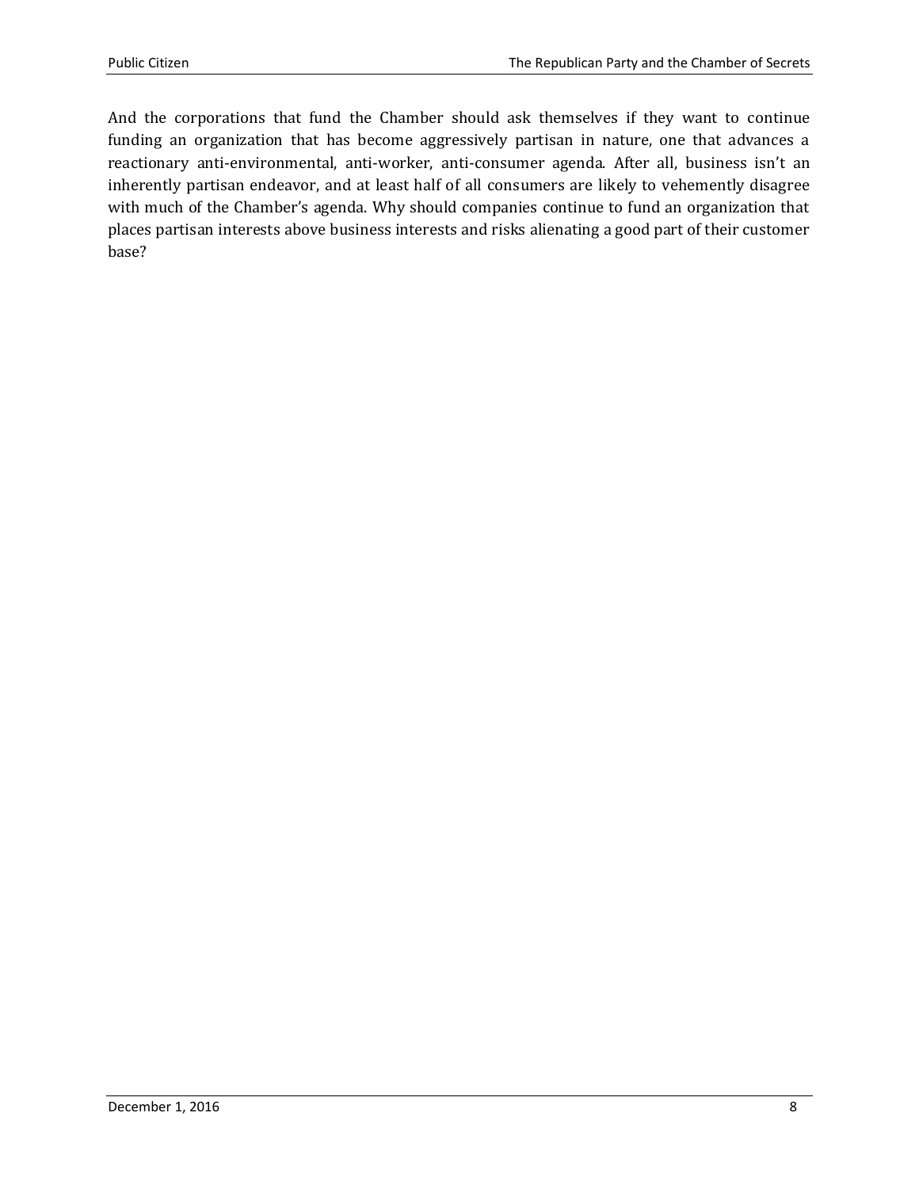And the corporations that fund the Chamber should ask themselves if they want to continue funding an organization that has become aggressively partisan in nature, one that advances a reactionary anti-environmental, anti-worker, anti-consumer agenda. After all, business isn't an inherently partisan endeavor, and at least half of all consumers are likely to vehemently disagree with much of the Chamber's agenda. Why should companies continue to fund an organization that places partisan interests above business interests and risks alienating a good part of their customer base?